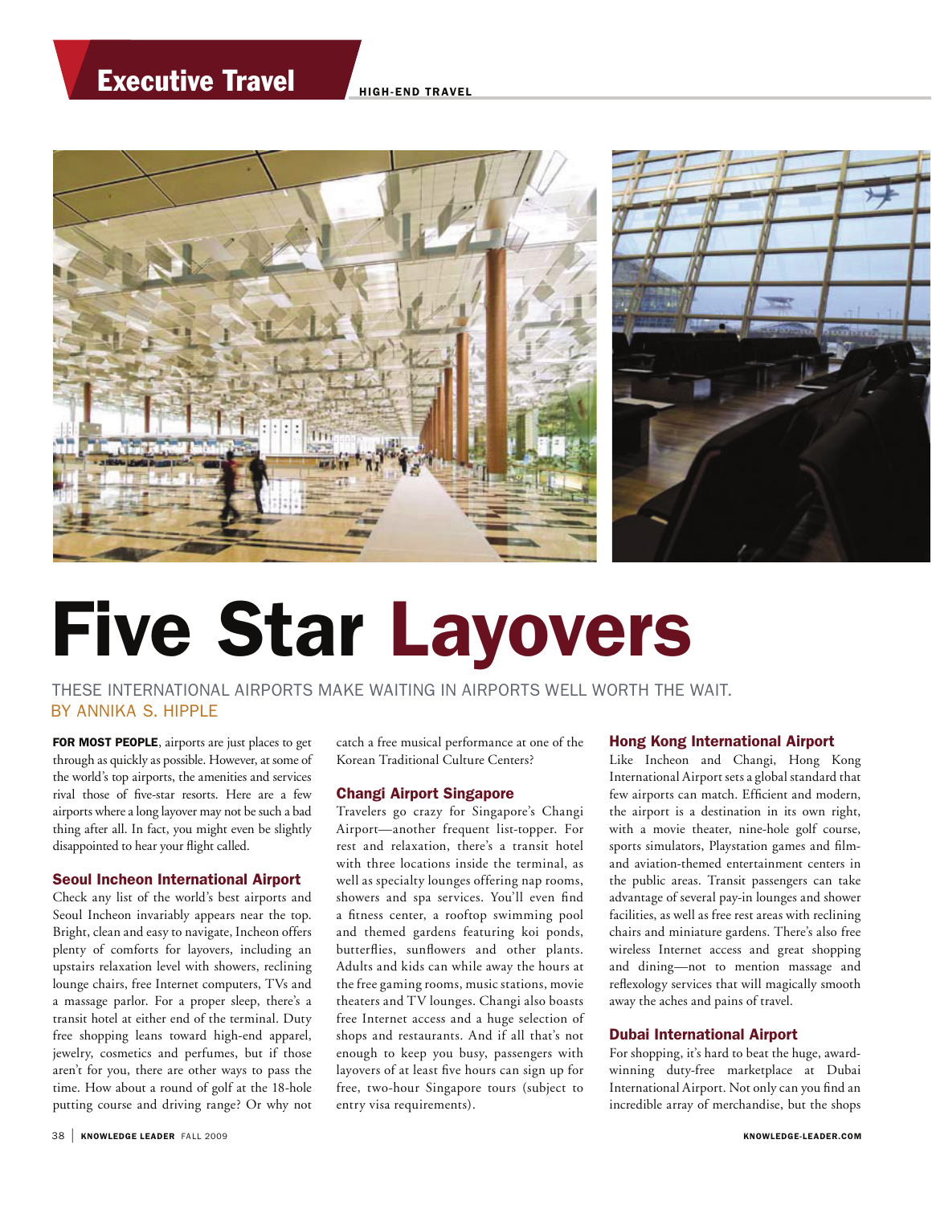# Five Star Layovers

THESE INTERNATIONAL AIRPORTS MAKE WAITING IN AIRPORTS WELL WORTH THE WAIT.

BY ANNIKA S. HIPPLE

**FOR MOST PEOPLE**, airports are just places to get through as quickly as possible. However, at some of the world's top airports, the amenities and services rival those of five-star resorts. Here are a few airports where a long layover may not be such a bad thing after all. In fact, you might even be slightly disappointed to hear your flight called.

## Seoul Incheon International Airport

Check any list of the world's best airports and Seoul Incheon invariably appears near the top. Bright, clean and easy to navigate, Incheon offers plenty of comforts for layovers, including an upstairs relaxation level with showers, reclining lounge chairs, free Internet computers, TVs and a massage parlor. For a proper sleep, there's a transit hotel at either end of the terminal. Duty free shopping leans toward high-end apparel, jewelry, cosmetics and perfumes, but if those aren't for you, there are other ways to pass the time. How about a round of golf at the 18-hole putting course and driving range? Or why not catch a free musical performance at one of the Korean Traditional Culture Centers?

## Changi Airport Singapore

Travelers go crazy for Singapore's Changi Airport—another frequent list-topper. For rest and relaxation, there's a transit hotel with three locations inside the terminal, as well as specialty lounges offering nap rooms, showers and spa services. You'll even find a fitness center, a rooftop swimming pool and themed gardens featuring koi ponds, butterflies, sunflowers and other plants. Adults and kids can while away the hours at the free gaming rooms, music stations, movie theaters and TV lounges. Changi also boasts free Internet access and a huge selection of shops and restaurants. And if all that's not enough to keep you busy, passengers with layovers of at least five hours can sign up for free, two-hour Singapore tours (subject to entry visa requirements).

## Hong Kong International Airport

Like Incheon and Changi, Hong Kong International Airport sets a global standard that few airports can match. Efficient and modern, the airport is a destination in its own right, with a movie theater, nine-hole golf course, sports simulators, Playstation games and film- and aviation-themed entertainment centers in the public areas. Transit passengers can take advantage of several pay-in lounges and shower facilities, as well as free rest areas with reclining chairs and miniature gardens. There's also free wireless Internet access and great shopping and dining—not to mention massage and reflexology services that will magically smooth away the aches and pains of travel.

## Dubai International Airport

For shopping, it's hard to beat the huge, award-winning duty-free marketplace at Dubai International Airport. Not only can you find an incredible array of merchandise, but the shops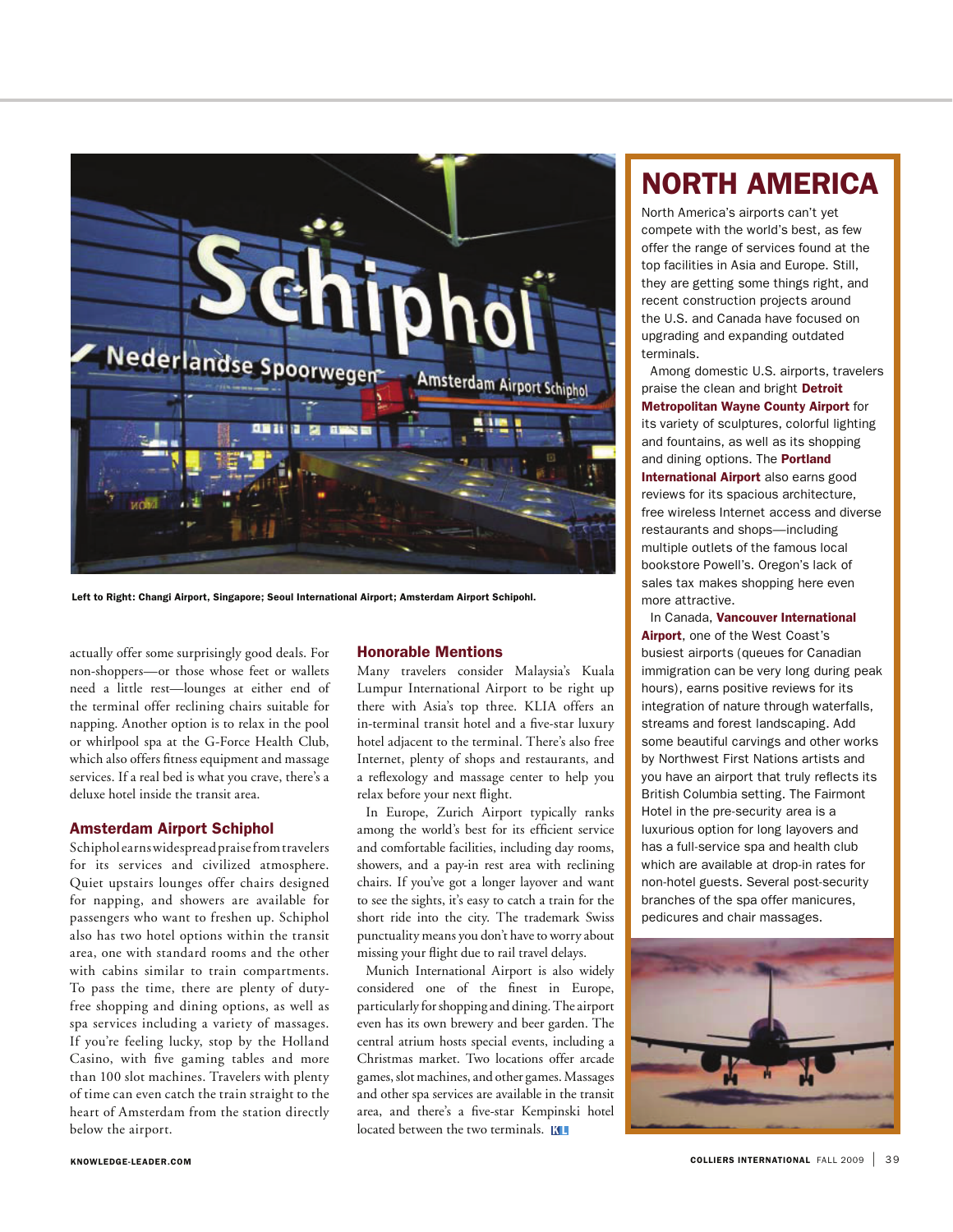Left to Right: Changi Airport, Singapore; Seoul International Airport; Amsterdam Airport Schipohl.

actually offer some surprisingly good deals. For non-shoppers—or those whose feet or wallets need a little rest—lounges at either end of the terminal offer reclining chairs suitable for napping. Another option is to relax in the pool or whirlpool spa at the G-Force Health Club, which also offers fitness equipment and massage services. If a real bed is what you crave, there's a deluxe hotel inside the transit area.

### Amsterdam Airport Schiphol

Schiphol earns widespread praise from travelers for its services and civilized atmosphere. Quiet upstairs lounges offer chairs designed for napping, and showers are available for passengers who want to freshen up. Schiphol also has two hotel options within the transit area, one with standard rooms and the other with cabins similar to train compartments. To pass the time, there are plenty of duty-free shopping and dining options, as well as spa services including a variety of massages. If you're feeling lucky, stop by the Holland Casino, with five gaming tables and more than 100 slot machines. Travelers with plenty of time can even catch the train straight to the heart of Amsterdam from the station directly below the airport.

### Honorable Mentions

Many travelers consider Malaysia's Kuala Lumpur International Airport to be right up there with Asia's top three. KLIA offers an in-terminal transit hotel and a five-star luxury hotel adjacent to the terminal. There's also free Internet, plenty of shops and restaurants, and a reflexology and massage center to help you relax before your next flight.

In Europe, Zurich Airport typically ranks among the world's best for its efficient service and comfortable facilities, including day rooms, showers, and a pay-in rest area with reclining chairs. If you've got a longer layover and want to see the sights, it's easy to catch a train for the short ride into the city. The trademark Swiss punctuality means you don't have to worry about missing your flight due to rail travel delays.

Munich International Airport is also widely considered one of the finest in Europe, particularly for shopping and dining. The airport even has its own brewery and beer garden. The central atrium hosts special events, including a Christmas market. Two locations offer arcade games, slot machines, and other games. Massages and other spa services are available in the transit area, and there's a five-star Kempinski hotel located between the two terminals. KL

## NORTH AMERICA

North America's airports can't yet compete with the world's best, as few offer the range of services found at the top facilities in Asia and Europe. Still, they are getting some things right, and recent construction projects around the U.S. and Canada have focused on upgrading and expanding outdated terminals.

Among domestic U.S. airports, travelers praise the clean and bright **Detroit Metropolitan Wayne County Airport** for its variety of sculptures, colorful lighting and fountains, as well as its shopping and dining options. The **Portland International Airport** also earns good reviews for its spacious architecture, free wireless Internet access and diverse restaurants and shops—including multiple outlets of the famous local bookstore Powell's. Oregon's lack of sales tax makes shopping here even more attractive.

In Canada, **Vancouver International Airport**, one of the West Coast's busiest airports (queues for Canadian immigration can be very long during peak hours), earns positive reviews for its integration of nature through waterfalls, streams and forest landscaping. Add some beautiful carvings and other works by Northwest First Nations artists and you have an airport that truly reflects its British Columbia setting. The Fairmont Hotel in the pre-security area is a luxurious option for long layovers and has a full-service spa and health club which are available at drop-in rates for non-hotel guests. Several post-security branches of the spa offer manicures, pedicures and chair massages.